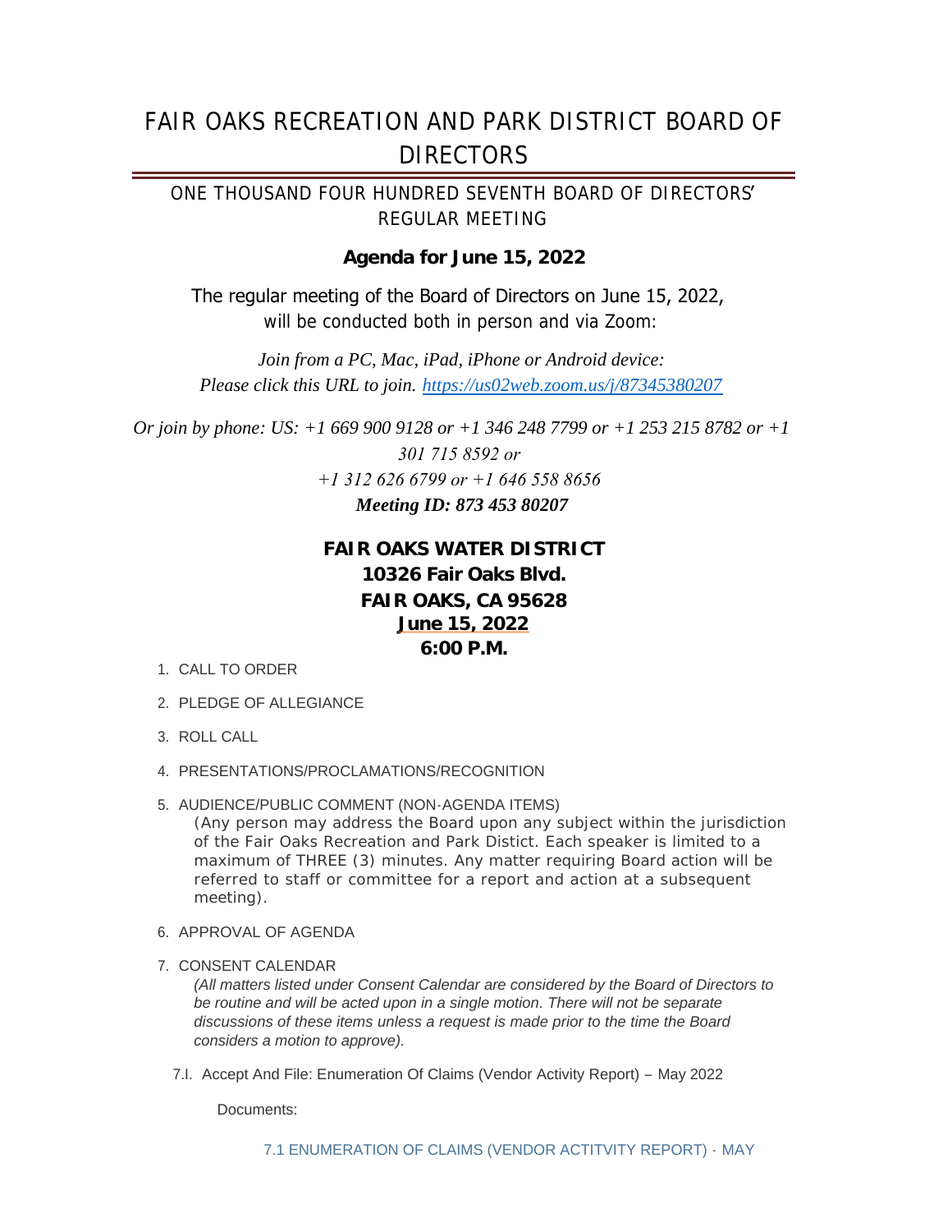# FAIR OAKS RECREATION AND PARK DISTRICT BOARD OF DIRECTORS

## ONE THOUSAND FOUR HUNDRED SEVENTH BOARD OF DIRECTORS' REGULAR MEETING

### Agenda for June 15, 2022

The regular meeting of the Board of Directors on June 15, 2022, will be conducted both in person and via Zoom:

*Join from a PC, Mac, iPad, iPhone or Android device:*
*Please click this URL to join. https://us02web.zoom.us/j/87345380207*

*Or join by phone: US: +1 669 900 9128 or +1 346 248 7799 or +1 253 215 8782 or +1 301 715 8592 or*
*+1 312 626 6799 or +1 646 558 8656*
***Meeting ID: 873 453 80207***

**FAIR OAKS WATER DISTRICT**
**10326 Fair Oaks Blvd.**
**FAIR OAKS, CA 95628**
**June 15, 2022**
**6:00 P.M.**

1. CALL TO ORDER
2. PLEDGE OF ALLEGIANCE
3. ROLL CALL
4. PRESENTATIONS/PROCLAMATIONS/RECOGNITION
5. AUDIENCE/PUBLIC COMMENT (NON-AGENDA ITEMS)
   (Any person may address the Board upon any subject within the jurisdiction of the Fair Oaks Recreation and Park Distict. Each speaker is limited to a maximum of THREE (3) minutes. Any matter requiring Board action will be referred to staff or committee for a report and action at a subsequent meeting).
6. APPROVAL OF AGENDA
7. CONSENT CALENDAR
   *(All matters listed under Consent Calendar are considered by the Board of Directors to be routine and will be acted upon in a single motion. There will not be separate discussions of these items unless a request is made prior to the time the Board considers a motion to approve).*

   7.I. Accept And File: Enumeration Of Claims (Vendor Activity Report) – May 2022

   Documents:

   7.1 ENUMERATION OF CLAIMS (VENDOR ACTITVITY REPORT) - MAY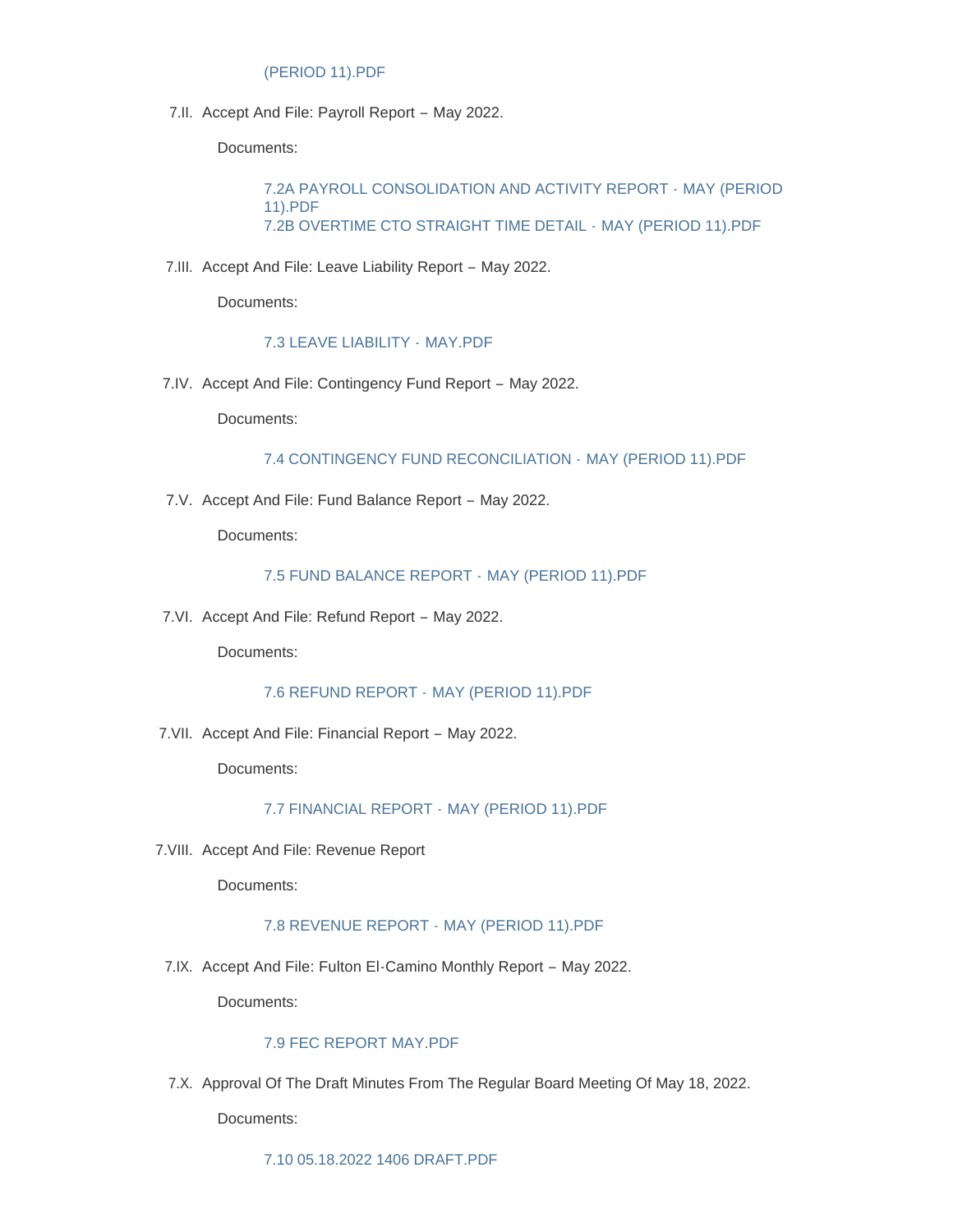(PERIOD 11).PDF

7.II. Accept And File: Payroll Report – May 2022.

Documents:

7.2A PAYROLL CONSOLIDATION AND ACTIVITY REPORT - MAY (PERIOD 11).PDF
7.2B OVERTIME CTO STRAIGHT TIME DETAIL - MAY (PERIOD 11).PDF

7.III. Accept And File: Leave Liability Report – May 2022.

Documents:

7.3 LEAVE LIABILITY - MAY.PDF

7.IV. Accept And File: Contingency Fund Report – May 2022.

Documents:

7.4 CONTINGENCY FUND RECONCILIATION - MAY (PERIOD 11).PDF

7.V. Accept And File: Fund Balance Report – May 2022.

Documents:

7.5 FUND BALANCE REPORT - MAY (PERIOD 11).PDF

7.VI. Accept And File: Refund Report – May 2022.

Documents:

7.6 REFUND REPORT - MAY (PERIOD 11).PDF

7.VII. Accept And File: Financial Report – May 2022.

Documents:

7.7 FINANCIAL REPORT - MAY (PERIOD 11).PDF

7.VIII. Accept And File: Revenue Report

Documents:

7.8 REVENUE REPORT - MAY (PERIOD 11).PDF

7.IX. Accept And File: Fulton El-Camino Monthly Report – May 2022.

Documents:

7.9 FEC REPORT MAY.PDF

7.X. Approval Of The Draft Minutes From The Regular Board Meeting Of May 18, 2022.

Documents:

7.10 05.18.2022 1406 DRAFT.PDF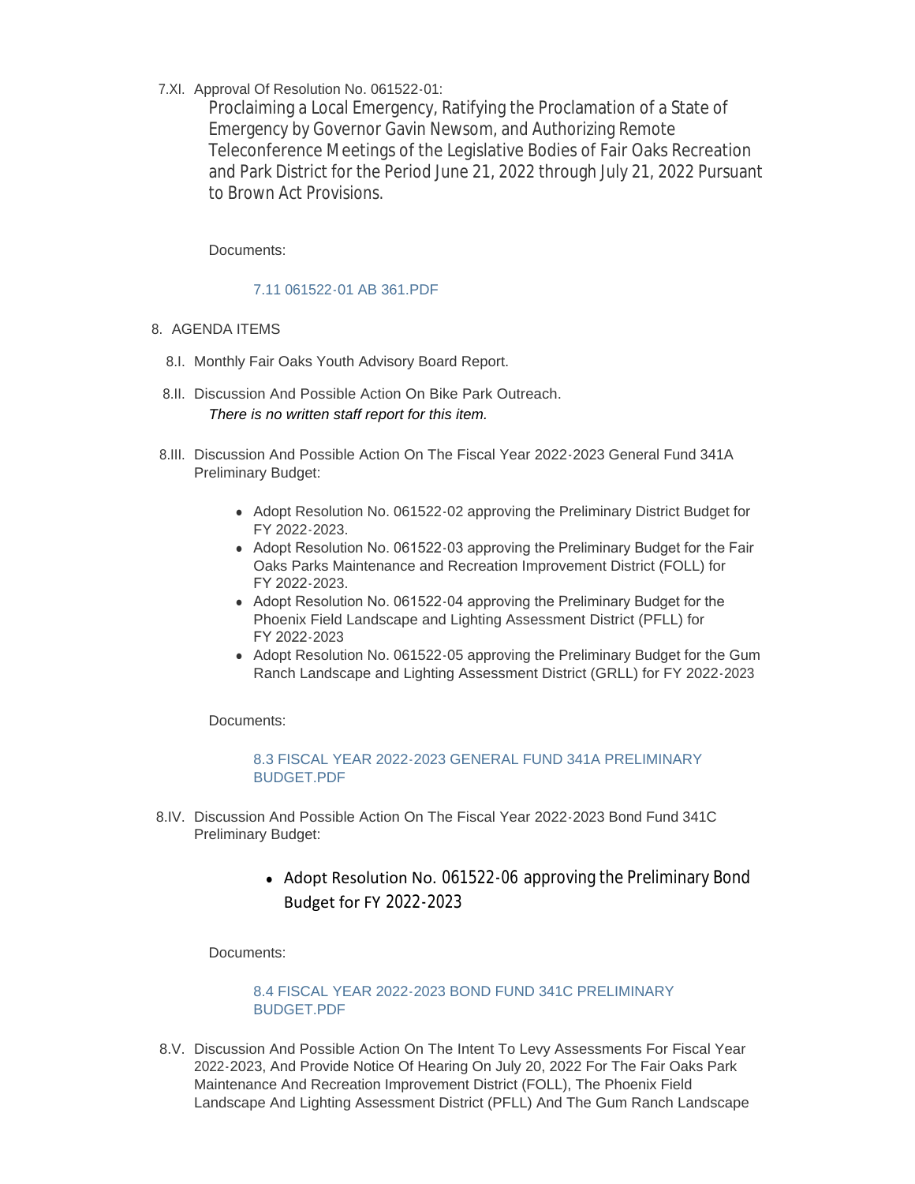7.XI. Approval Of Resolution No. 061522-01:

Proclaiming a Local Emergency, Ratifying the Proclamation of a State of Emergency by Governor Gavin Newsom, and Authorizing Remote Teleconference Meetings of the Legislative Bodies of Fair Oaks Recreation and Park District for the Period June 21, 2022 through July 21, 2022 Pursuant to Brown Act Provisions.

Documents:

7.11 061522-01 AB 361.PDF

8. AGENDA ITEMS

8.I. Monthly Fair Oaks Youth Advisory Board Report.

8.II. Discussion And Possible Action On Bike Park Outreach.

*There is no written staff report for this item.*

8.III. Discussion And Possible Action On The Fiscal Year 2022-2023 General Fund 341A Preliminary Budget:

- Adopt Resolution No. 061522-02 approving the Preliminary District Budget for FY 2022-2023.
- Adopt Resolution No. 061522-03 approving the Preliminary Budget for the Fair Oaks Parks Maintenance and Recreation Improvement District (FOLL) for FY 2022-2023.
- Adopt Resolution No. 061522-04 approving the Preliminary Budget for the Phoenix Field Landscape and Lighting Assessment District (PFLL) for FY 2022-2023
- Adopt Resolution No. 061522-05 approving the Preliminary Budget for the Gum Ranch Landscape and Lighting Assessment District (GRLL) for FY 2022-2023

Documents:

8.3 FISCAL YEAR 2022-2023 GENERAL FUND 341A PRELIMINARY BUDGET.PDF

8.IV. Discussion And Possible Action On The Fiscal Year 2022-2023 Bond Fund 341C Preliminary Budget:

- Adopt Resolution No. 061522-06 approving the Preliminary Bond Budget for FY 2022-2023

Documents:

8.4 FISCAL YEAR 2022-2023 BOND FUND 341C PRELIMINARY BUDGET.PDF

8.V. Discussion And Possible Action On The Intent To Levy Assessments For Fiscal Year 2022-2023, And Provide Notice Of Hearing On July 20, 2022 For The Fair Oaks Park Maintenance And Recreation Improvement District (FOLL), The Phoenix Field Landscape And Lighting Assessment District (PFLL) And The Gum Ranch Landscape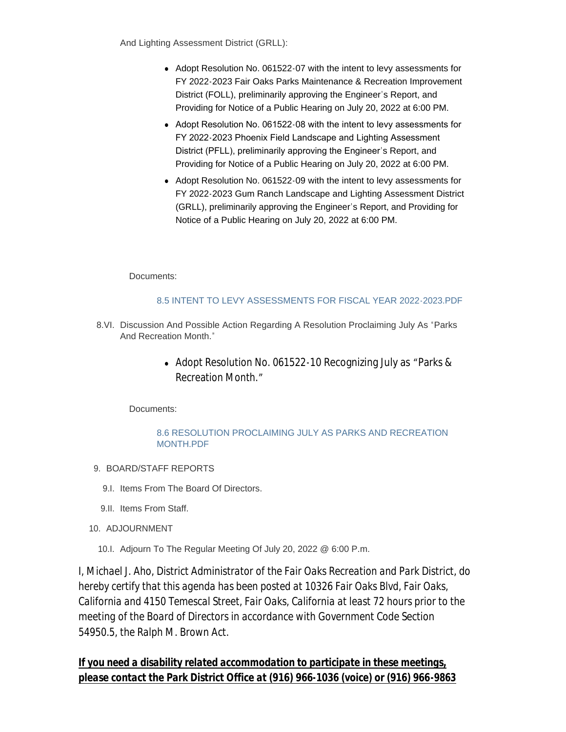And Lighting Assessment District (GRLL):

- Adopt Resolution No. 061522-07 with the intent to levy assessments for FY 2022-2023 Fair Oaks Parks Maintenance & Recreation Improvement District (FOLL), preliminarily approving the Engineer's Report, and Providing for Notice of a Public Hearing on July 20, 2022 at 6:00 PM.
- Adopt Resolution No. 061522-08 with the intent to levy assessments for FY 2022-2023 Phoenix Field Landscape and Lighting Assessment District (PFLL), preliminarily approving the Engineer's Report, and Providing for Notice of a Public Hearing on July 20, 2022 at 6:00 PM.
- Adopt Resolution No. 061522-09 with the intent to levy assessments for FY 2022-2023 Gum Ranch Landscape and Lighting Assessment District (GRLL), preliminarily approving the Engineer's Report, and Providing for Notice of a Public Hearing on July 20, 2022 at 6:00 PM.

Documents:

8.5 INTENT TO LEVY ASSESSMENTS FOR FISCAL YEAR 2022-2023.PDF

8.VI. Discussion And Possible Action Regarding A Resolution Proclaiming July As "Parks And Recreation Month."

- Adopt Resolution No. 061522-10 Recognizing July as "Parks & Recreation Month."

Documents:

8.6 RESOLUTION PROCLAIMING JULY AS PARKS AND RECREATION MONTH.PDF

9. BOARD/STAFF REPORTS

9.I. Items From The Board Of Directors.

9.II. Items From Staff.

10. ADJOURNMENT

10.I. Adjourn To The Regular Meeting Of July 20, 2022 @ 6:00 P.m.

I, Michael J. Aho, District Administrator of the Fair Oaks Recreation and Park District, do hereby certify that this agenda has been posted at 10326 Fair Oaks Blvd, Fair Oaks, California and 4150 Temescal Street, Fair Oaks, California at least 72 hours prior to the meeting of the Board of Directors in accordance with Government Code Section 54950.5, the Ralph M. Brown Act.

**If you need a disability related accommodation to participate in these meetings, please contact the Park District Office at (916) 966-1036 (voice) or (916) 966-9863**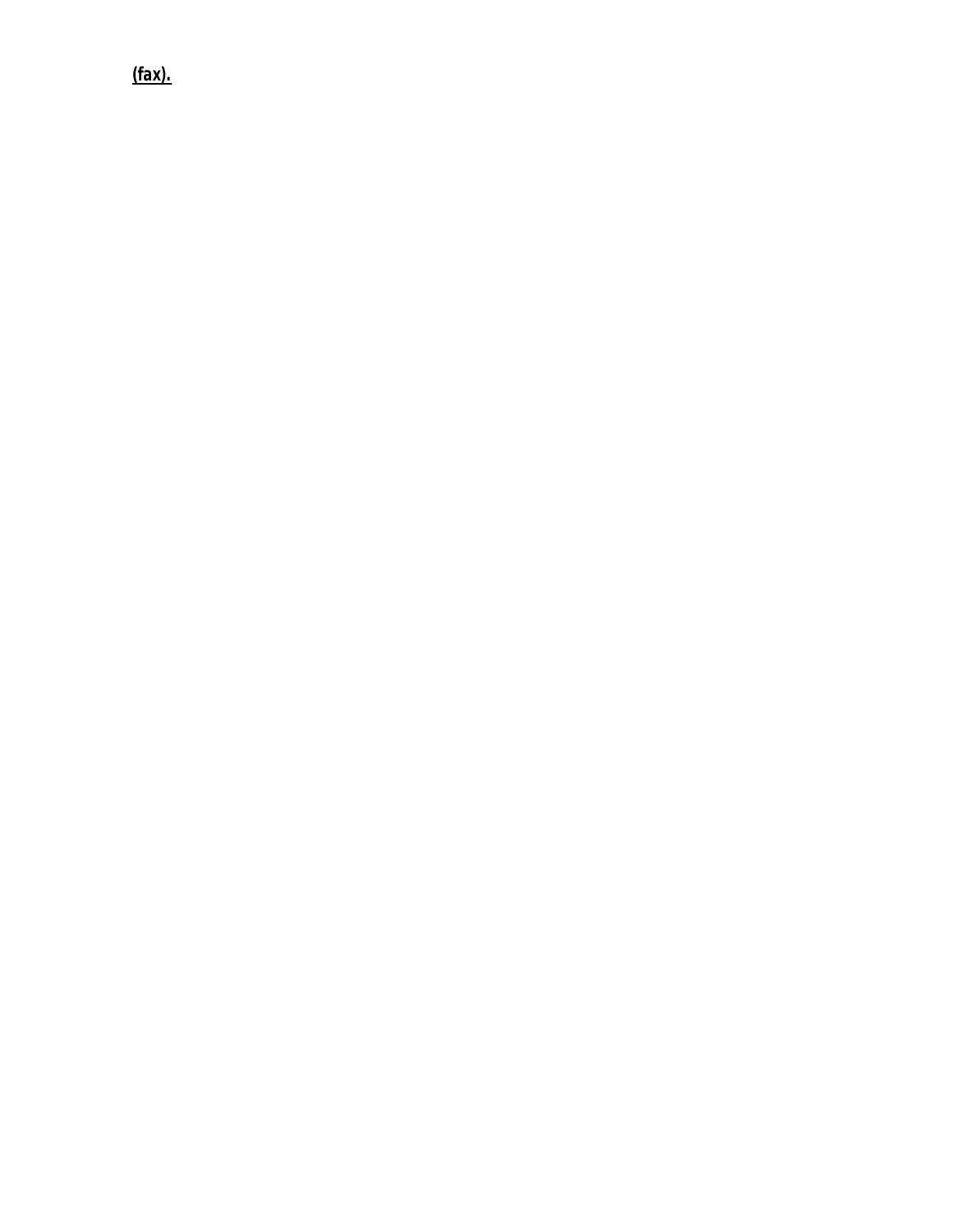<u>**(fax).**</u>